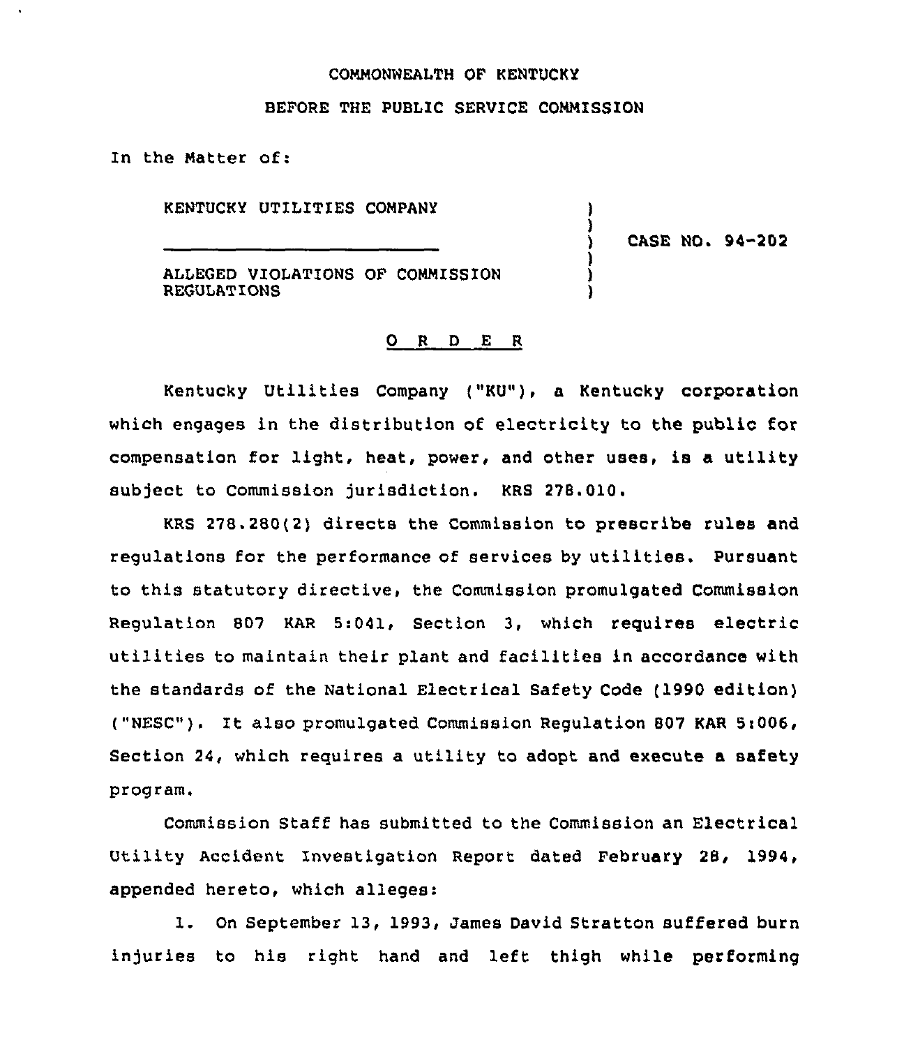COMMONWEALTH OF KENTUCKY

BEFORE THE PUBLIC SERVICE COMMISSION

In the Matter of:

KENTUCKY UTILITIES COMPANY

ALLEGED VIOLATIONS OF COMMISSION REGULATIONS

) CASE NO. 94-202

## O R D E R

Kentucky Utilities Company ("KU"), a Kentucky corporation which engages in the distribution of electricity to the public for compensation for light, heat, power, and other uses, is a utility subject to Commission jurisdiction. KRS 278.010.

KRS 278.280(2) directs the Commission to prescribe rules and regulations for the performance of services by utilities. Pursuant to this statutory directive, the Commission promulgated Commission Regulation 807 KAR 5:041, Section 3, which requires electric utilities to maintain their plant and facilities in accordance with the standards of the National Electrical Safety Code (1990 edition) ("NESC"). It also promulgated Commission Regulation 807 KAR 5:006, Section 24, which requires a utility to adopt and execute a safety program.

Commission Staff has submitted to the Commission an Electrical Utility Accident Investigation Report dated February 28, 1994, appended hereto, which alleges:

1. On September 13, 1993, James David Stratton suffered burn injuries to his right hand and left thigh while performing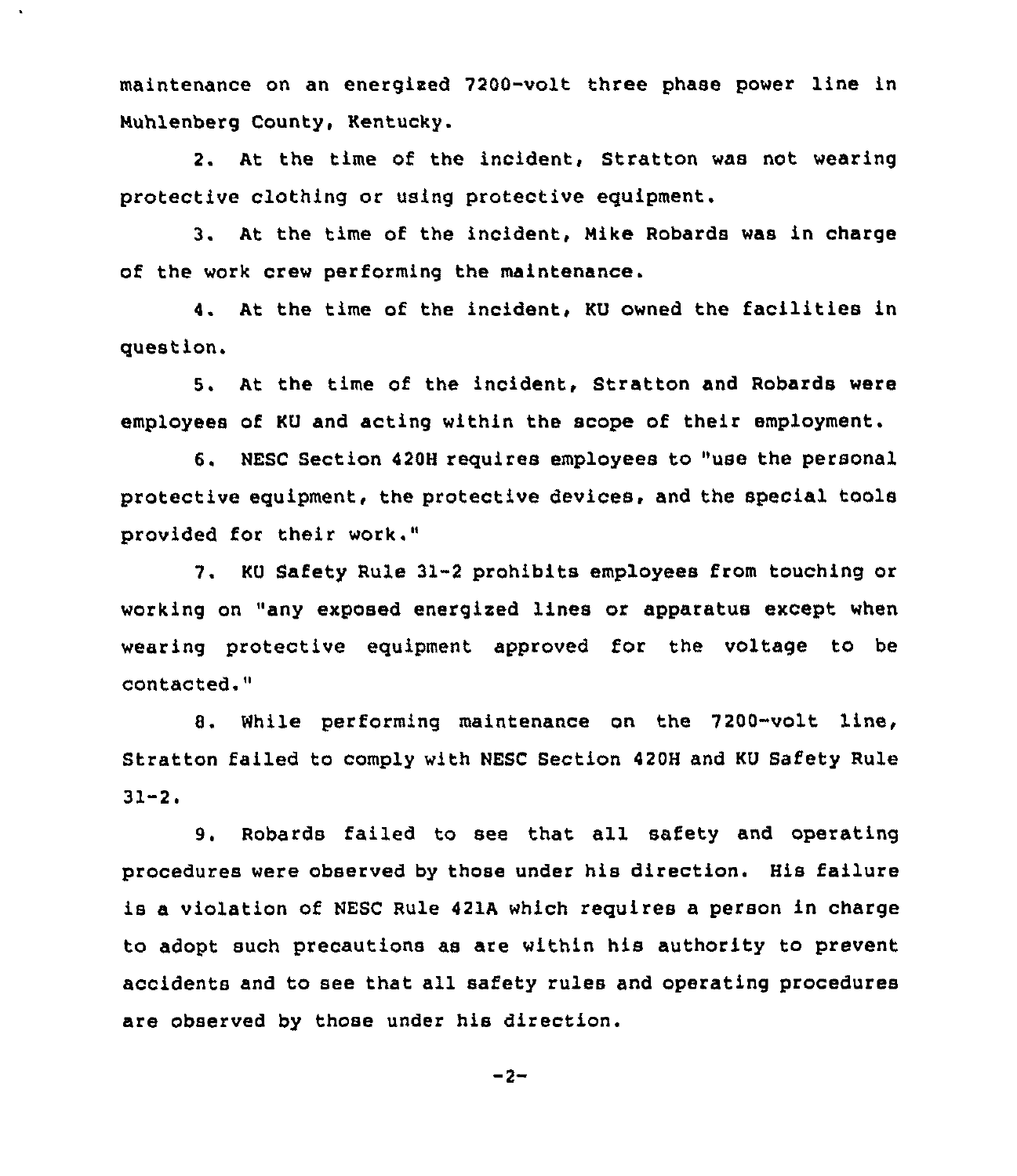maintenance on an energized 7200-volt three phase power line in Muhlenberg County, Kentucky.

2. At the time of the incident, Stratton was not wearing protective clothing or using protective equipment.

3. At the time of the incident, Mike Robards was in charge of the work crew performing the maintenance.

4. At the time of the incident, KU owned the facilities in question.

5. At the time of the incident, Stratton and Robards were employees of KU and acting within the scope of their employment.

6. NESC Section 420H requires employees to "use the personal protective equipment, the protective devices, and the special tools provided for their work."

7. KU Safety Rule 31-2 prohibits employees from touching or working on "any exposed energized lines or apparatus except when wearing protective equipment approved for the voltage to be contacted."

8. While performing maintenance on the 7200-volt line, Stratton failed to comply with NESC Section 420H and KU Safety Rule 31-2.

9. Robards failed to see that all safety and operating procedures were observed by those under his direction. His failure is a violation of NESC Rule 421A which requires a person in charge to adopt such precautions as are within his authority to prevent accidents and to see that all safety rules and operating procedures are observed by those under his direction.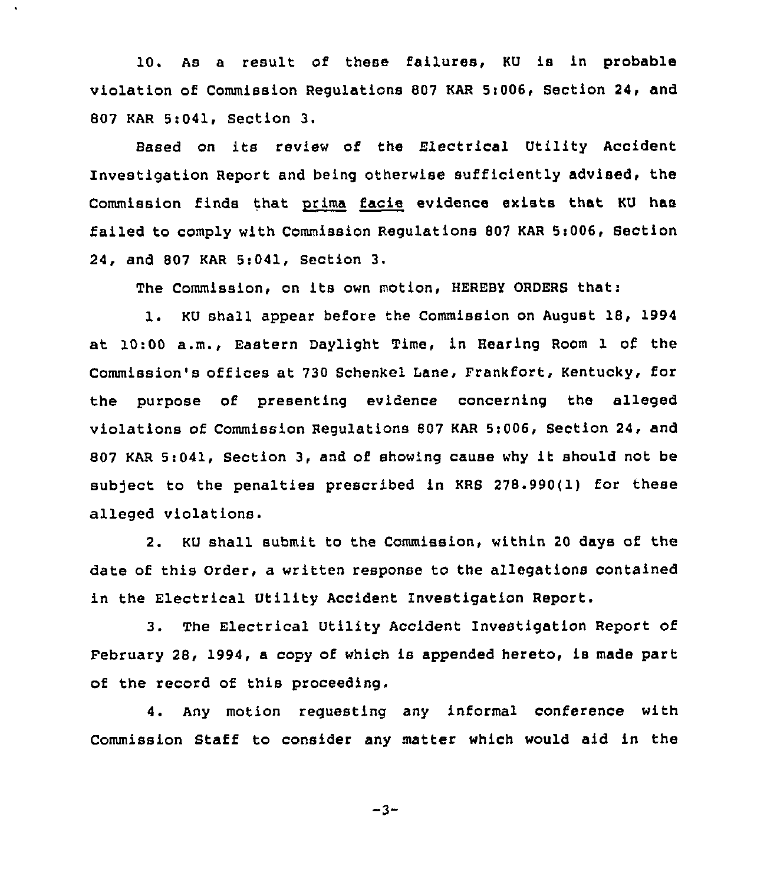10. As a result of these failures, KU is in probable violation of Commission Regulations 807 KAR 5:006, Section 24, and 807 KAR 5:041, Section 3.

Based on its review of the Electrical Utility Accident Investigation Report and being otherwise sufficiently advised, the Commission finds that prima facie evidence exists that KU has failed to comply with Commission Regulations 807 KAR 5:006, Section 24, and 807 KAR 5:041, Section 3.

The Commission, on its own motion, HEREBY ORDERS that:

1. KU shall appear before the Commission on August 18, 1994 at 10:00 a.m., Eastern Daylight Time, in Hearing Room 1 of the Commission's offices at 730 Schenkel Lane, Frankfort, Kentucky, for the purpose of presenting evidence concerning the alleged violations of Commission Regulations 807 KAR 5:006, Section 24, and 807 KAR 5:041, Section 3, and of showing cause why it should not be subject to the penalties prescribed in KRS 278.990(1) for these alleged violations.

2. KU shall submit to the Commission, within 20 days of the date of this Order, a written response to the allegations contained in the Electrical Utility Accident Investigation Report.

3. The Electrical Utility Accident Investigation Report of February 28, 1994, a copy of which is appended hereto, is made part of the record of this proceeding.

4. Any motion requesting any informal conference with Commission Staff to consider any matter which would aid in the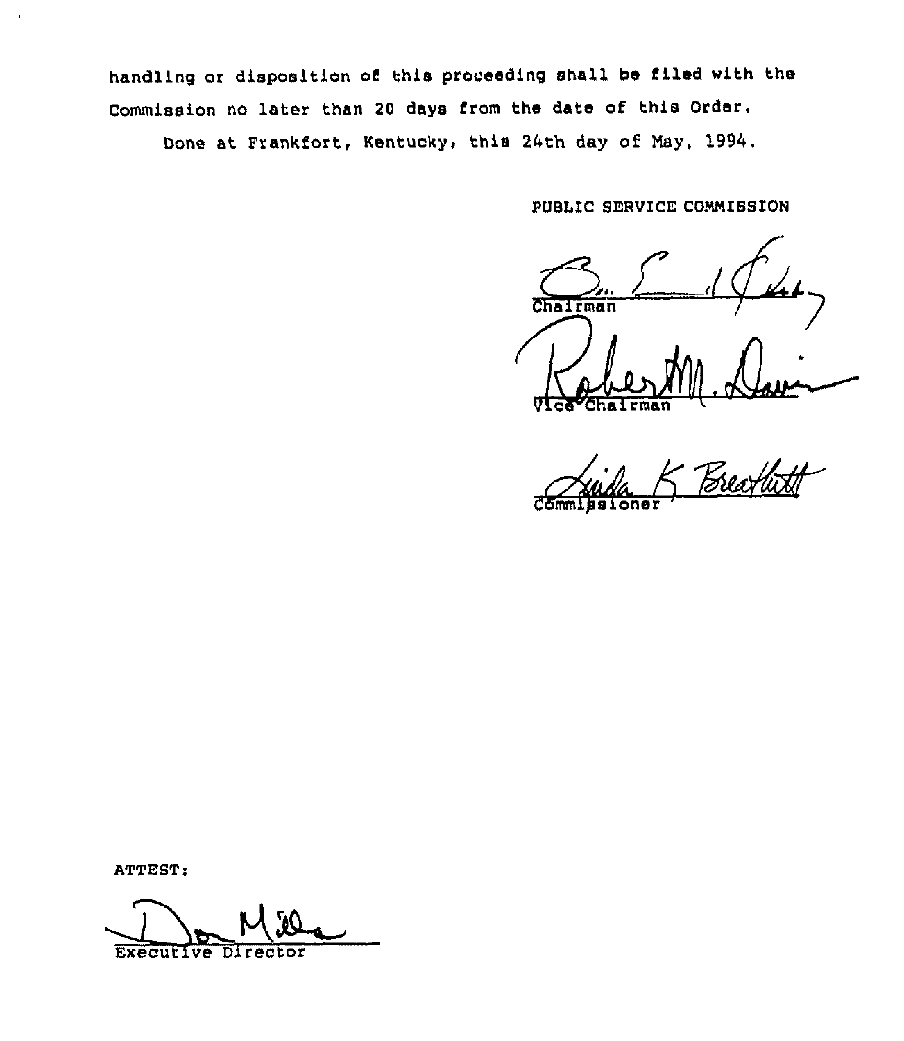handling or disposition of this proceeding shall be filed with the Commission no later than 20 days from the date of this Order.

Done at Frankfort, Kentucky, this 24th day of May, 1994.

PUBLIC SERVICE COMMISSION

Chairman

Vice Chairman

Commissioner

ATTEST:

Executive Director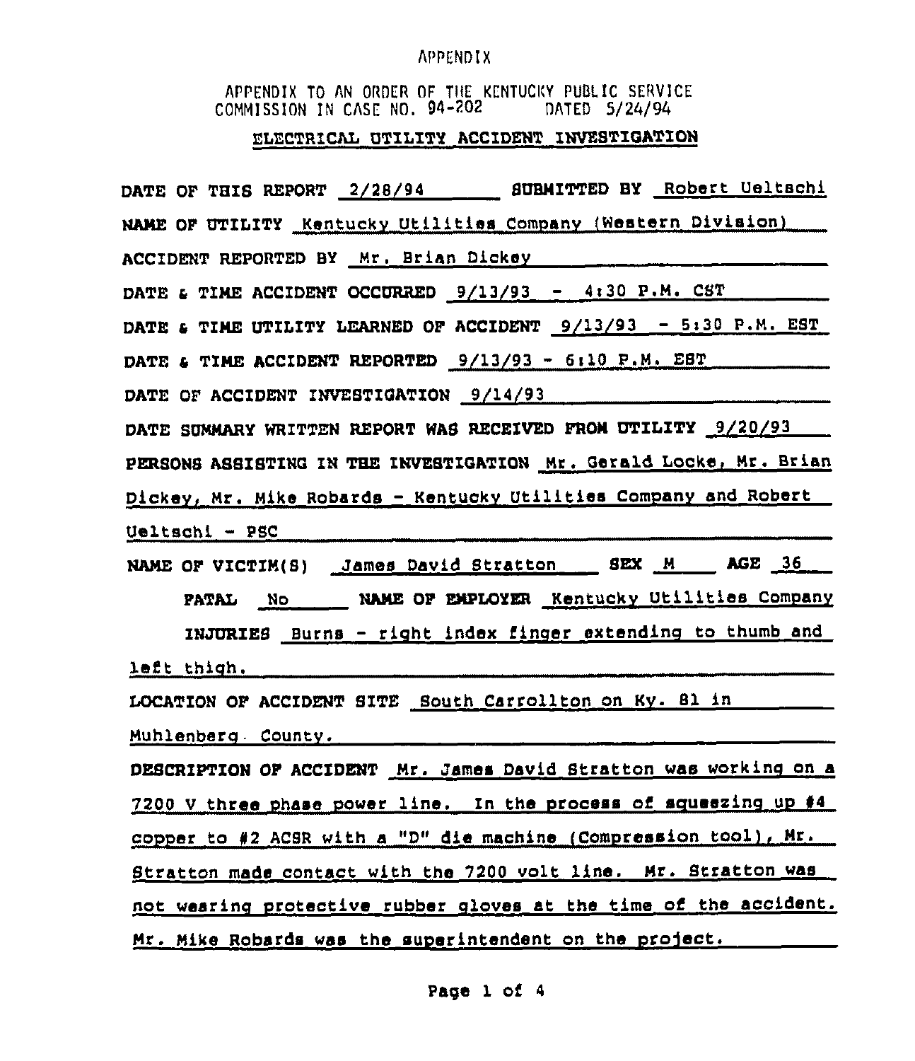APPENDIX

APPENDIX TO AN ORDER OF THE KENTUCKY PUBLIC SERVICE COMMISSION IN CASE NO. 94-202 DATED 5/24/94

## ELECTRICAL UTILITY ACCIDENT INVESTIGATION

DATE OF THIS REPORT 2/28/94 SUBMITTED BY Robert Ueltschi

NAME OF UTILITY Kentucky Utilities Company (Western Division)

ACCIDENT REPORTED BY Mr. Brian Dickey

DATE & TIME ACCIDENT OCCURRED 9/13/93 - 4:30 P.M. CST

DATE & TIME UTILITY LEARNED OF ACCIDENT 9/13/93 - 5:30 P.M. EST

DATE & TIME ACCIDENT REPORTED 9/13/93 - 6:10 P.M. EST

DATE OF ACCIDENT INVESTIGATION 9/14/93

DATE SUMMARY WRITTEN REPORT WAS RECEIVED FROM UTILITY 9/20/93

PERSONS ASSISTING IN THE INVESTIGATION Mr. Gerald Locke, Mr. Brian Dickey, Mr. Mike Robards - Kentucky Utilities Company and Robert Ueltschi - PSC

NAME OF VICTIM(S) James David Stratton SEX M AGE 36

FATAL No NAME OF EMPLOYER Kentucky Utilities Company

INJURIES Burns - right index finger extending to thumb and left thigh.

LOCATION OF ACCIDENT SITE South Carrollton on Ky. 81 in Muhlenberg County.

DESCRIPTION OF ACCIDENT Mr. James David Stratton was working on a 7200 V three phase power line. In the process of squeezing up #4 copper to #2 ACSR with a "D" die machine (Compression tool), Mr. Stratton made contact with the 7200 volt line. Mr. Stratton was not wearing protective rubber gloves at the time of the accident. Mr. Mike Robards was the superintendent on the project.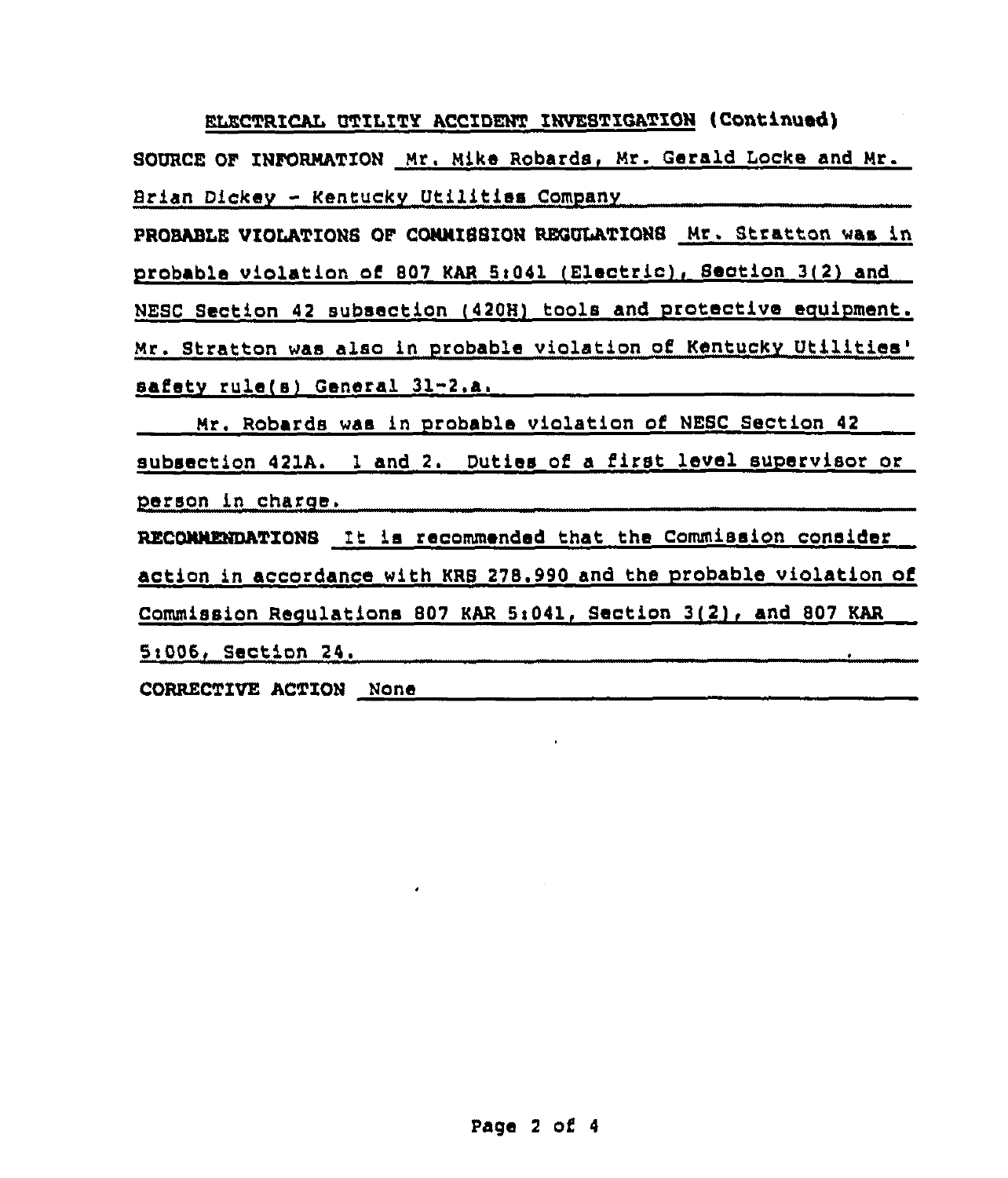## ELECTRICAL UTILITY ACCIDENT INVESTIGATION (Continued)

**SOURCE OF INFORMATION** Mr. Mike Robards, Mr. Gerald Locke and Mr. Brian Dickey - Kentucky Utilities Company

**PROBABLE VIOLATIONS OF COMMISSION REGULATIONS** Mr. Stratton was in probable violation of 807 KAR 5:041 (Electric), Section 3(2) and NESC Section 42 subsection (420H) tools and protective equipment. Mr. Stratton was also in probable violation of Kentucky Utilities' safety rule(s) General 31-2.a.

Mr. Robards was in probable violation of NESC Section 42 subsection 421A. 1 and 2. Duties of a first level supervisor or person in charge.

**RECOMMENDATIONS** It is recommended that the Commission consider action in accordance with KRS 278.990 and the probable violation of Commission Regulations 807 KAR 5:041, Section 3(2), and 807 KAR 5:006, Section 24.

**CORRECTIVE ACTION** None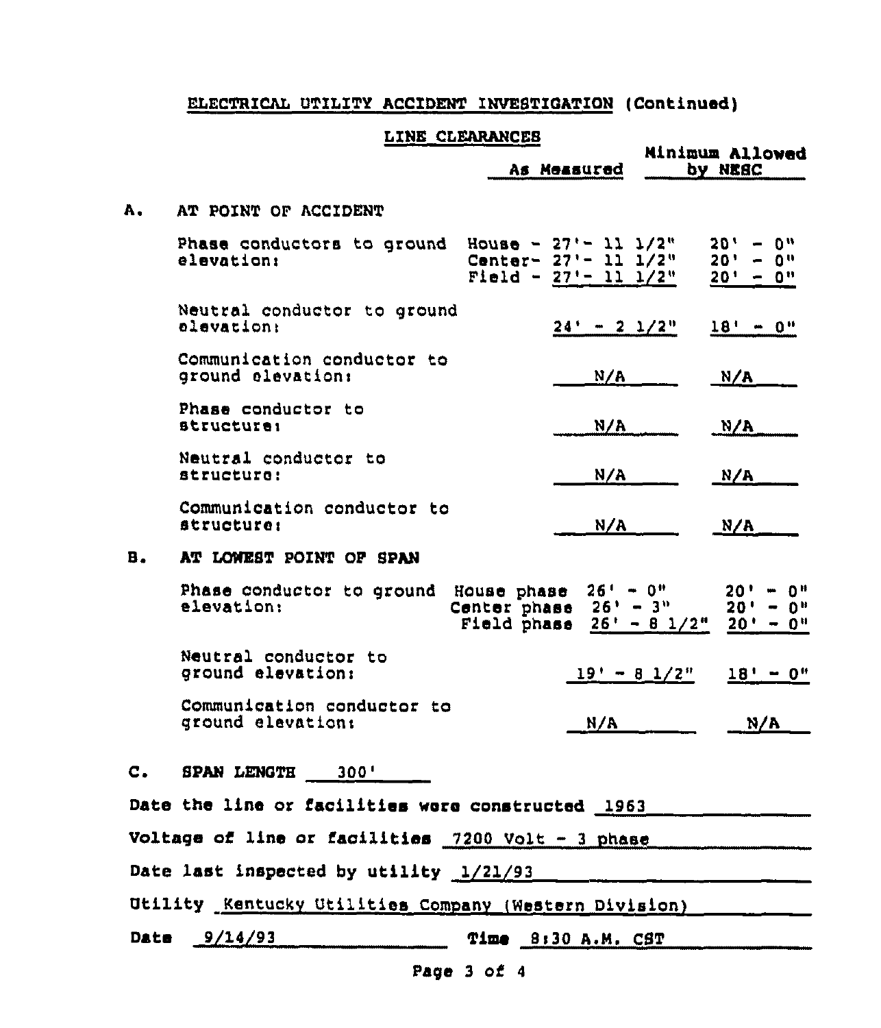## ELECTRICAL UTILITY ACCIDENT INVESTIGATION (Continued)

### LINE CLEARANCES

| | | As Measured | Minimum Allowed by NESC |
|---|---|---|---|
| **A.** | **AT POINT OF ACCIDENT** | | |
| | Phase conductors to ground elevation: | House - 27'- 11 1/2" | 20' - 0" |
| | | Center- 27'- 11 1/2" | 20' - 0" |
| | | Field - 27'- 11 1/2" | 20' - 0" |
| | Neutral conductor to ground elevation: | 24' - 2 1/2" | 18' - 0" |
| | Communication conductor to ground elevation: | N/A | N/A |
| | Phase conductor to structure: | N/A | N/A |
| | Neutral conductor to structure: | N/A | N/A |
| | Communication conductor to structure: | N/A | N/A |
| **B.** | **AT LOWEST POINT OF SPAN** | | |
| | Phase conductor to ground elevation: | House phase 26' - 0" | 20' - 0" |
| | | Center phase 26' - 3" | 20' - 0" |
| | | Field phase 26' - 8 1/2" | 20' - 0" |
| | Neutral conductor to ground elevation: | 19' - 8 1/2" | 18' - 0" |
| | Communication conductor to ground elevation: | N/A | N/A |

**C. SPAN LENGTH** 300'

**Date the line or facilities were constructed** 1963

**Voltage of line or facilities** 7200 Volt - 3 phase

**Date last inspected by utility** 1/21/93

**Utility** Kentucky Utilities Company (Western Division)

**Date** 9/14/93 **Time** 8:30 A.M. CST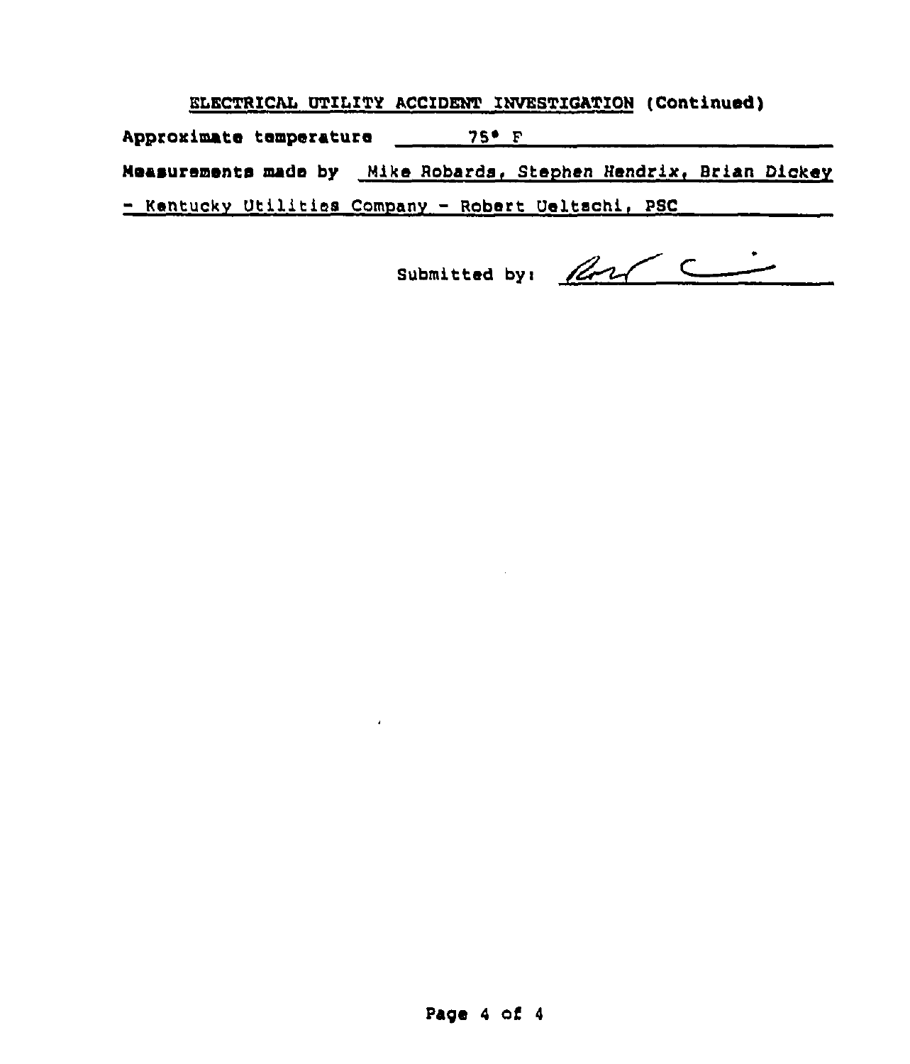## ELECTRICAL UTILITY ACCIDENT INVESTIGATION (Continued)

**Approximate temperature** 75° F

**Measurements made by** Mike Robards, Stephen Hendrix, Brian Dickey - Kentucky Utilities Company - Robert Ueltschi, PSC

Submitted by: [signature]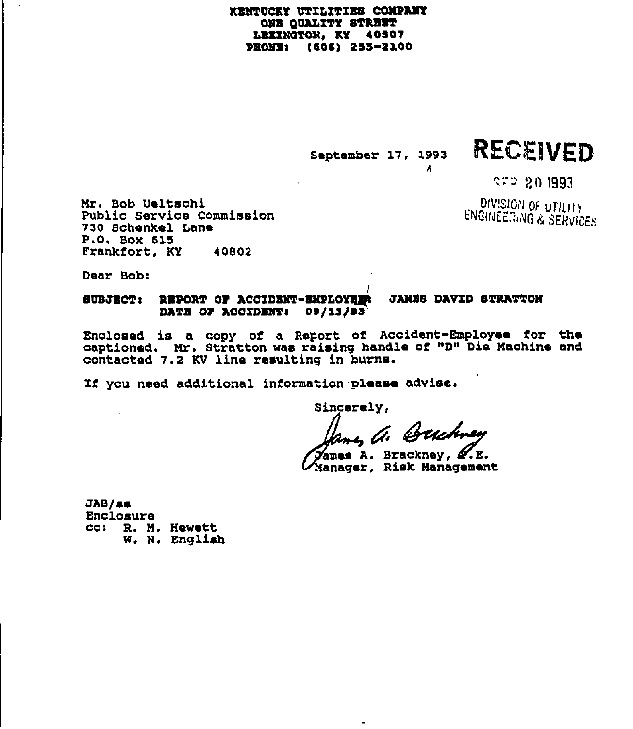KENTUCKY UTILITIES COMPANY
ONE QUALITY STREET
LEXINGTON, KY 40507
PHONE: (606) 255-2100

September 17, 1993

RECEIVED

SEP 20 1993

DIVISION OF UTILITY ENGINEERING & SERVICES

Mr. Bob Ueltschi
Public Service Commission
730 Schenkel Lane
P.O. Box 615
Frankfort, KY 40802

Dear Bob:

**SUBJECT: REPORT OF ACCIDENT-EMPLOYEE JAMES DAVID STRATTON**
**DATE OF ACCIDENT: 09/13/93**

Enclosed is a copy of a Report of Accident-Employee for the captioned. Mr. Stratton was raising handle of "D" Die Machine and contacted 7.2 KV line resulting in burns.

If you need additional information please advise.

Sincerely,

James A. Brackney

James A. Brackney, P.E.
Manager, Risk Management

JAB/ss
Enclosure
cc: R. M. Hewett
W. N. English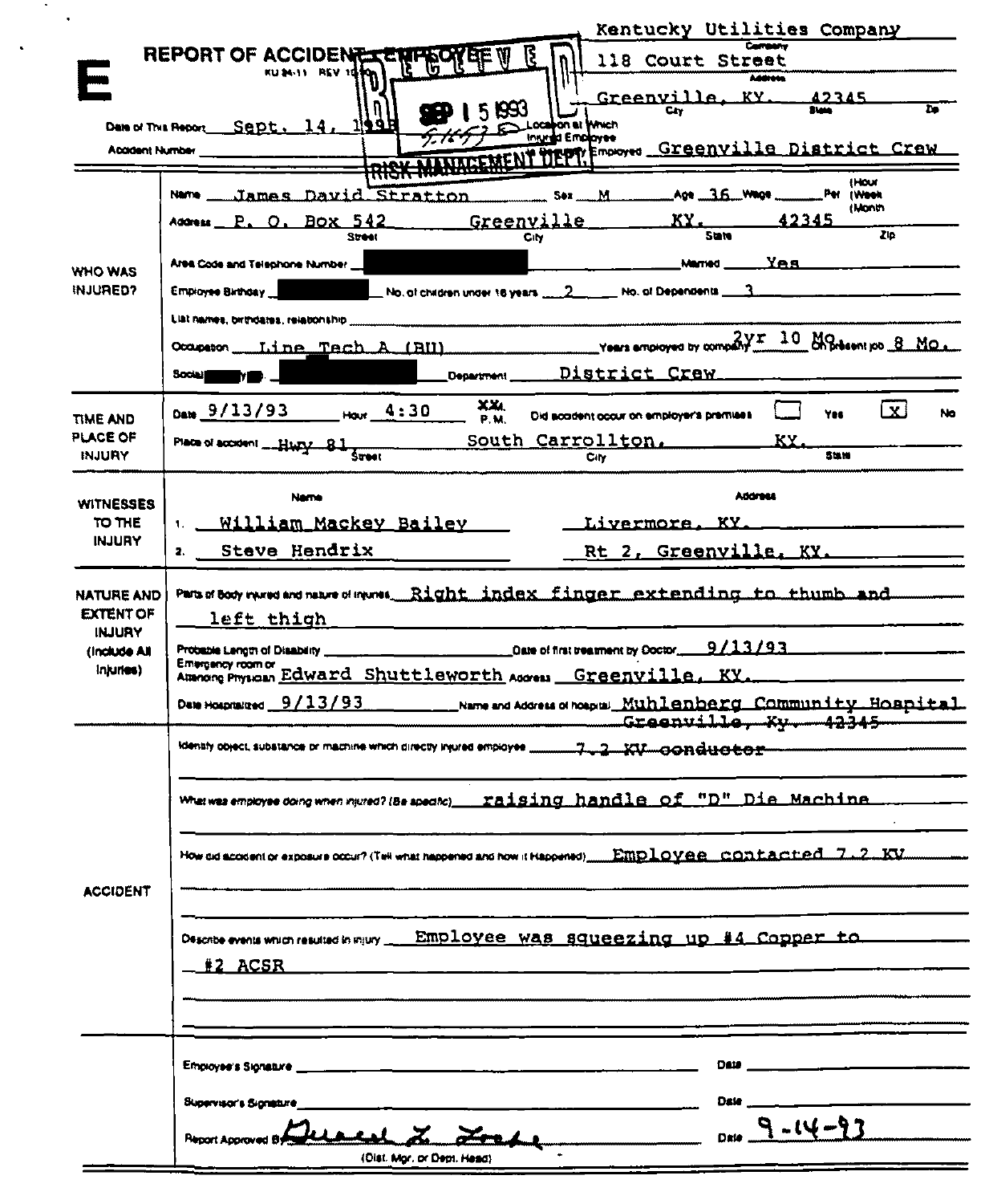# E

## REPORT OF ACCIDENT - EMPLOYEE

KU 34-11 REV 10-90

RECEIVED SEP 15 1993 RISK MANAGEMENT DEPT.

Kentucky Utilities Company
Company

118 Court Street
Address

Greenville, KY. 42345
City State Zip

Date of This Report: Sept. 14, 1993

Accident Number: 5-1653 E

Location at Which Injured Employee Is Regularly Employed: Greenville District Crew

---

**WHO WAS INJURED?**

Name: James David Stratton    Sex: M    Age: 36    Wage: ______ Per (Hour / Week / Month)

Address: P. O. Box 542 (Street)    Greenville (City)    KY. (State)    42345 (Zip)

Area Code and Telephone Number: [redacted]    Married: Yes

Employee Birthday: [redacted]    No. of children under 16 years: 2    No. of Dependents: 3

List names, birthdates, relationship: ______

Occupation: Line Tech A (BU)    Years employed by company: 2yr 10 Mo.    On present job: 8 Mo.

Social Security No.: [redacted]    Department: District Crew

---

**TIME AND PLACE OF INJURY**

Date: 9/13/93    Hour: 4:30 P.M.    Did accident occur on employer's premises: [ ] Yes [X] No

Place of accident: Hwy 81 (Street)    South Carrollton, (City)    KY. (State)

---

**WITNESSES TO THE INJURY**

| | Name | Address |
|---|---|---|
| 1. | William Mackey Bailey | Livermore, KY. |
| 2. | Steve Hendrix | Rt 2, Greenville, KY. |

---

**NATURE AND EXTENT OF INJURY (Include All Injuries)**

Parts of Body injured and nature of injuries: Right index finger extending to thumb and left thigh

Probable Length of Disability: ______    Date of first treatment by Doctor: 9/13/93

Emergency room or Attending Physician: Edward Shuttleworth    Address: Greenville, KY.

Date Hospitalized: 9/13/93    Name and Address of hospital: Muhlenberg Community Hospital Greenville, Ky. 42345

---

**ACCIDENT**

Identify object, substance or machine which directly injured employee: 7.2 KV conductor

What was employee doing when injured? (Be specific): raising handle of "D" Die Machine

How did accident or exposure occur? (Tell what happened and how it Happened): Employee contacted 7.2 KV

Describe events which resulted in injury: Employee was squeezing up #4 Copper to #2 ACSR

---

Employee's Signature: ______    Date: ______

Supervisor's Signature: ______    Date: ______

Report Approved By: [signature] (Dist. Mgr. or Dept. Head)    Date: 9-14-93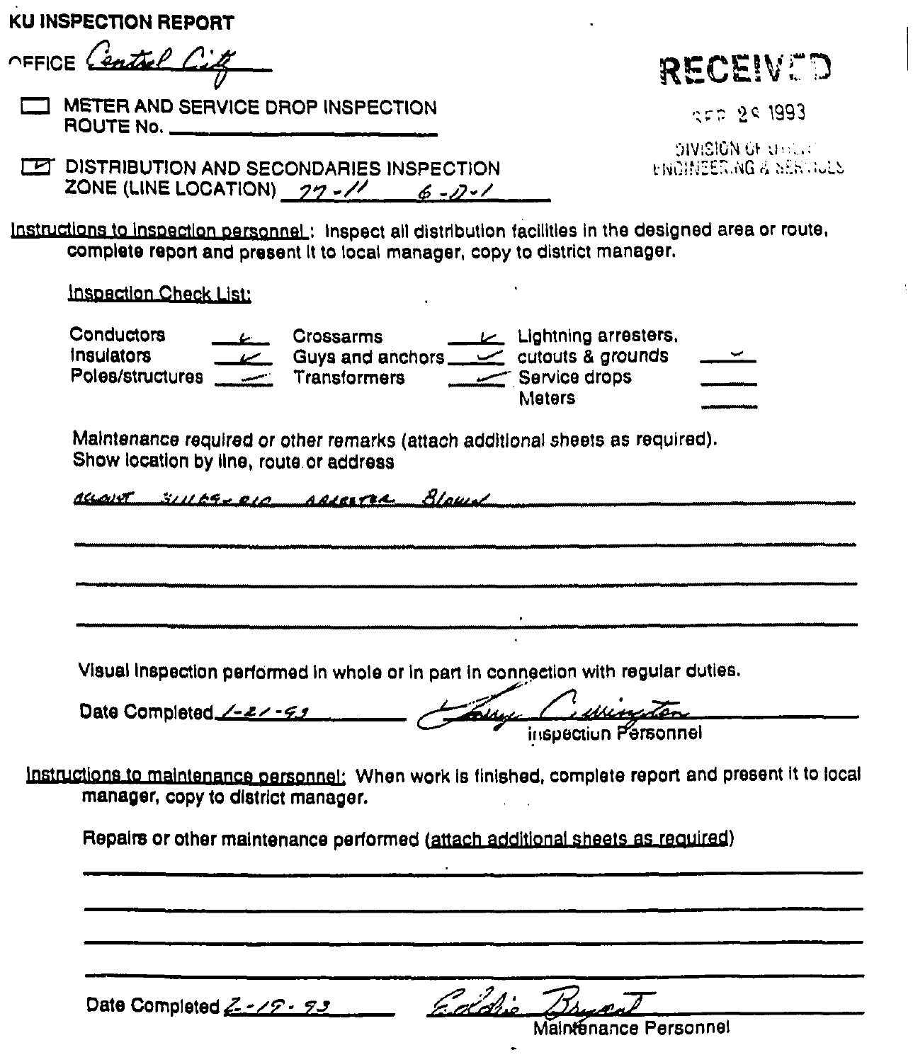# KU INSPECTION REPORT

OFFICE Central City

RECEIVED
SEP 29 1993
DIVISION OF UTILITY ENGINEERING & SERVICES

☐ METER AND SERVICE DROP INSPECTION
ROUTE No. ____________________

☑ DISTRIBUTION AND SECONDARIES INSPECTION
ZONE (LINE LOCATION) 77-11 6-D-1

Instructions to inspection personnel: Inspect all distribution facilities in the designed area or route, complete report and present it to local manager, copy to district manager.

Inspection Check List:

| | | | | | |
|---|---|---|---|---|---|
| Conductors | ✓ | Crossarms | ✓ | Lightning arresters, cutouts & grounds | ✓ |
| Insulators | ✓ | Guys and anchors | ✓ | Service drops | |
| Poles/structures | ✓ | Transformers | ✓ | Meters | |

Maintenance required or other remarks (attach additional sheets as required).
Show location by line, route or address

Account 311169-010 arrester blown

Visual inspection performed in whole or in part in connection with regular duties.

Date Completed 1-21-93 ____________ Larry Cullington
Inspection Personnel

Instructions to maintenance personnel: When work is finished, complete report and present it to local manager, copy to district manager.

Repairs or other maintenance performed (attach additional sheets as required)

Date Completed 2-19-93 ____________ Eddie Bryant
Maintenance Personnel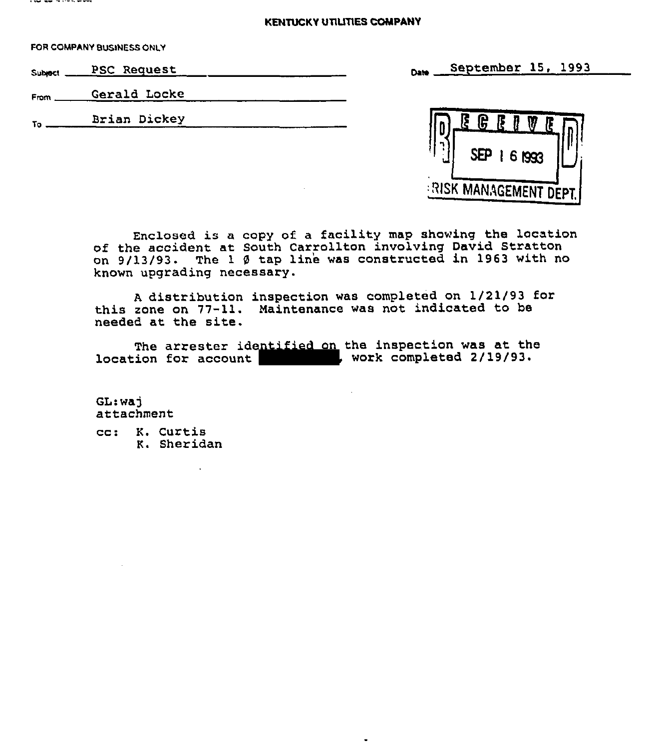**KENTUCKY UTILITIES COMPANY**

FOR COMPANY BUSINESS ONLY

Subject: PSC Request

Date: September 15, 1993

From: Gerald Locke

To: Brian Dickey

RECEIVED
SEP 16 1993
RISK MANAGEMENT DEPT.

Enclosed is a copy of a facility map showing the location of the accident at South Carrollton involving David Stratton on 9/13/93. The 1 Ø tap line was constructed in 1963 with no known upgrading necessary.

A distribution inspection was completed on 1/21/93 for this zone on 77-11. Maintenance was not indicated to be needed at the site.

The arrester identified on the inspection was at the location for account ██████████, work completed 2/19/93.

GL:waj
attachment

cc: K. Curtis
K. Sheridan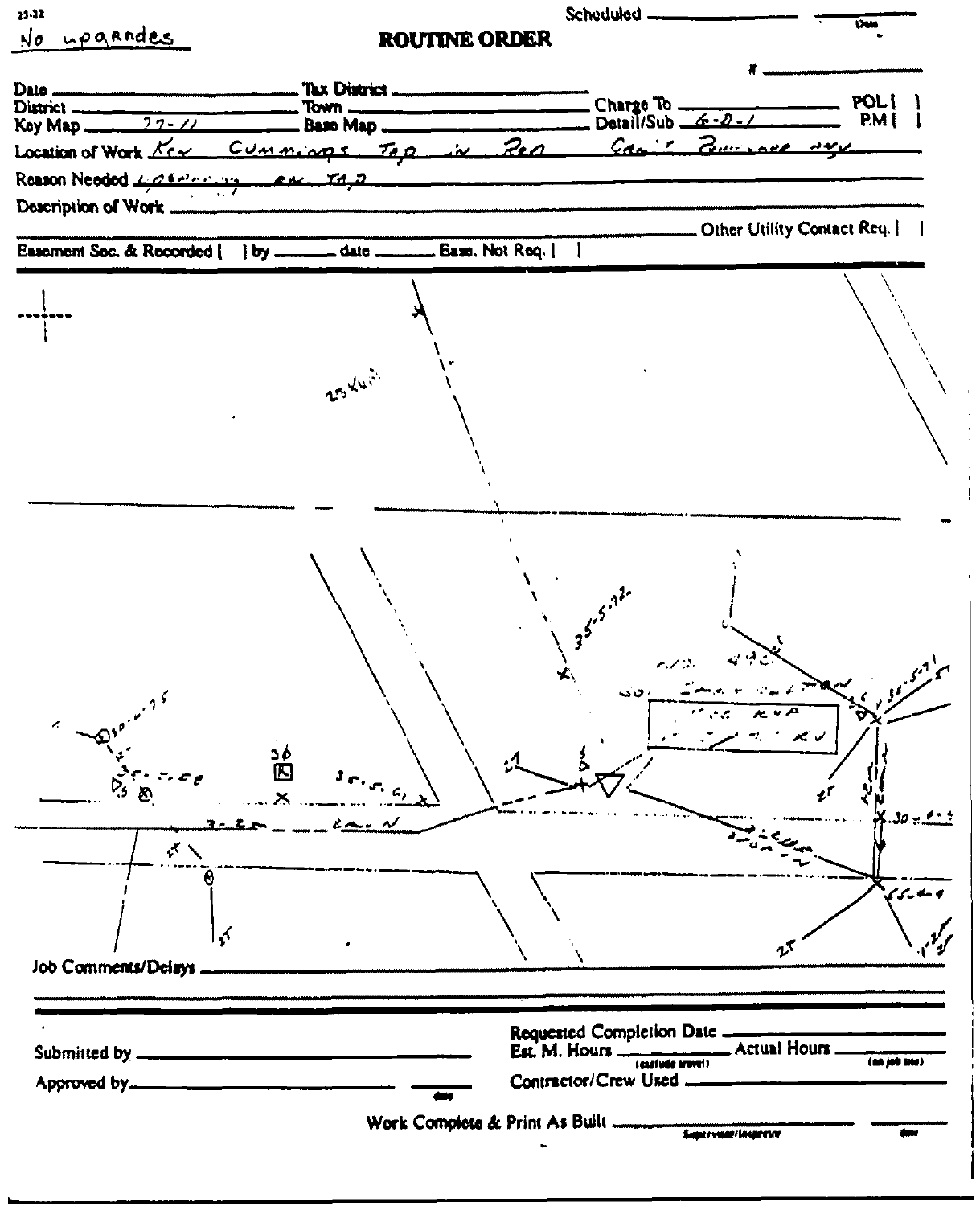23-32

No upgrades

# ROUTINE ORDER

Scheduled ____________ ________ Date

\# ____________

Date ____________ Tax District ____________

District ____________ Town ____________ Charge To ____________ POL [ ]

Key Map 27-11 Base Map ____________ Detail/Sub 6-D-1 P.M [ ]

Location of Work Rex Cummings Tap in Red Cedar Business way

Reason Needed Loading on tap

Description of Work ____________

____________ Other Utility Contact Req. [ ]

Easement Sec. & Recorded [ ] by ______ date ______ Ease. Not Req. [ ]

25KVA

35-5-72

35-5-71

30-6-75

35-5-68

35-5-61

30-6-4

35-6-4

Job Comments/Delays ____________

Submitted by ____________

Approved by ____________ ______ date

Requested Completion Date ____________

Est. M. Hours ______ (exclude travel) Actual Hours ______ (on job site)

Contractor/Crew Used ____________

Work Complete & Print As Built ____________ Supervisor/Inspector ______ date